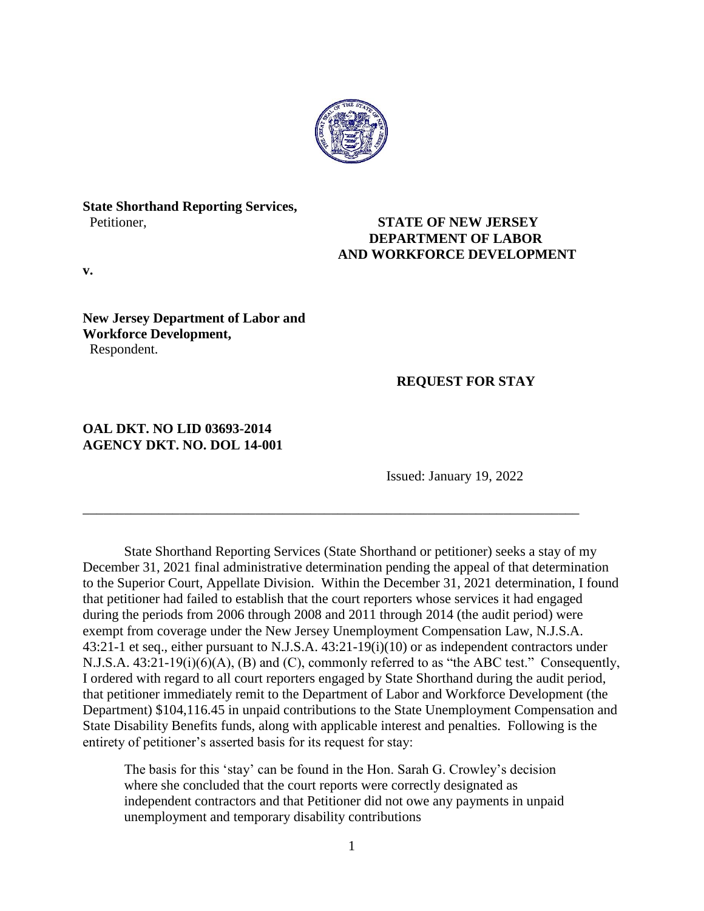**State Shorthand Reporting Services,**
Petitioner,

**v.**

**New Jersey Department of Labor and Workforce Development,**
Respondent.

**STATE OF NEW JERSEY**
**DEPARTMENT OF LABOR**
**AND WORKFORCE DEVELOPMENT**

**REQUEST FOR STAY**

**OAL DKT. NO LID 03693-2014**
**AGENCY DKT. NO. DOL 14-001**

Issued: January 19, 2022

---

State Shorthand Reporting Services (State Shorthand or petitioner) seeks a stay of my December 31, 2021 final administrative determination pending the appeal of that determination to the Superior Court, Appellate Division. Within the December 31, 2021 determination, I found that petitioner had failed to establish that the court reporters whose services it had engaged during the periods from 2006 through 2008 and 2011 through 2014 (the audit period) were exempt from coverage under the New Jersey Unemployment Compensation Law, N.J.S.A. 43:21-1 et seq., either pursuant to N.J.S.A. 43:21-19(i)(10) or as independent contractors under N.J.S.A. 43:21-19(i)(6)(A), (B) and (C), commonly referred to as "the ABC test." Consequently, I ordered with regard to all court reporters engaged by State Shorthand during the audit period, that petitioner immediately remit to the Department of Labor and Workforce Development (the Department) $104,116.45 in unpaid contributions to the State Unemployment Compensation and State Disability Benefits funds, along with applicable interest and penalties. Following is the entirety of petitioner's asserted basis for its request for stay:

> The basis for this 'stay' can be found in the Hon. Sarah G. Crowley's decision where she concluded that the court reports were correctly designated as independent contractors and that Petitioner did not owe any payments in unpaid unemployment and temporary disability contributions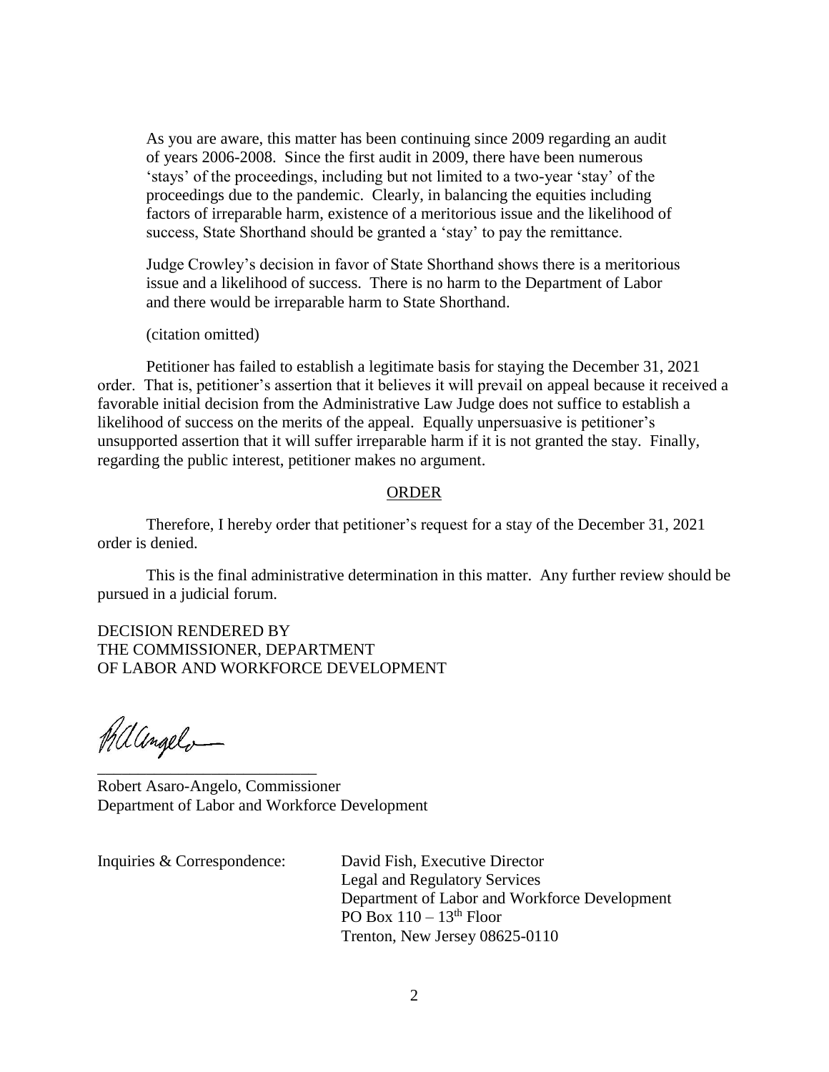> As you are aware, this matter has been continuing since 2009 regarding an audit of years 2006-2008. Since the first audit in 2009, there have been numerous 'stays' of the proceedings, including but not limited to a two-year 'stay' of the proceedings due to the pandemic. Clearly, in balancing the equities including factors of irreparable harm, existence of a meritorious issue and the likelihood of success, State Shorthand should be granted a 'stay' to pay the remittance.
>
> Judge Crowley's decision in favor of State Shorthand shows there is a meritorious issue and a likelihood of success. There is no harm to the Department of Labor and there would be irreparable harm to State Shorthand.
>
> (citation omitted)

Petitioner has failed to establish a legitimate basis for staying the December 31, 2021 order. That is, petitioner's assertion that it believes it will prevail on appeal because it received a favorable initial decision from the Administrative Law Judge does not suffice to establish a likelihood of success on the merits of the appeal. Equally unpersuasive is petitioner's unsupported assertion that it will suffer irreparable harm if it is not granted the stay. Finally, regarding the public interest, petitioner makes no argument.

## ORDER

Therefore, I hereby order that petitioner's request for a stay of the December 31, 2021 order is denied.

This is the final administrative determination in this matter. Any further review should be pursued in a judicial forum.

DECISION RENDERED BY
THE COMMISSIONER, DEPARTMENT
OF LABOR AND WORKFORCE DEVELOPMENT

\_\_\_\_\_\_\_\_\_\_\_\_\_\_\_\_\_\_\_\_\_\_\_\_\_\_\_\_
Robert Asaro-Angelo, Commissioner
Department of Labor and Workforce Development

Inquiries & Correspondence:

David Fish, Executive Director
Legal and Regulatory Services
Department of Labor and Workforce Development
PO Box 110 – 13th Floor
Trenton, New Jersey 08625-0110